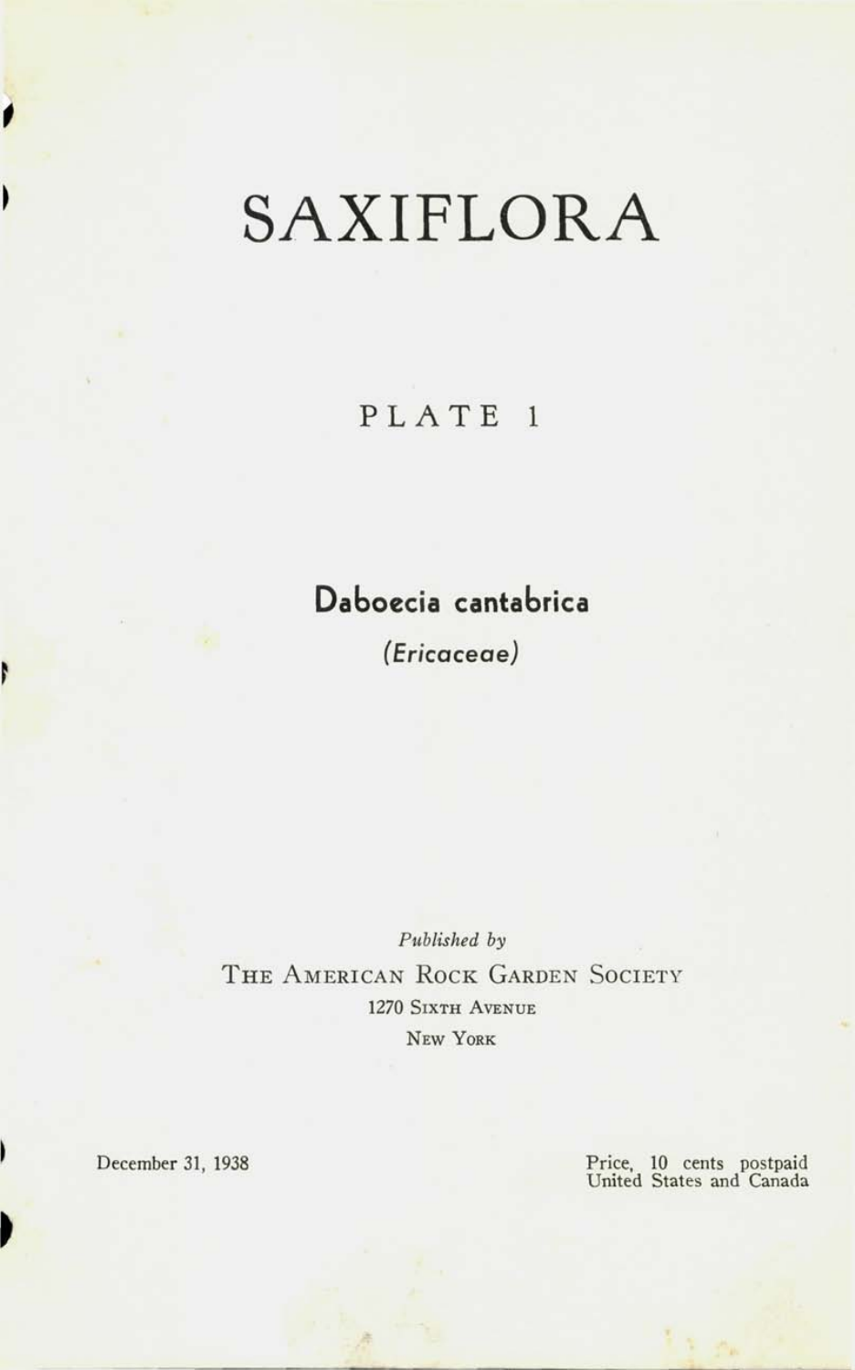# SAXIFLORA

## PLATE 1

### Daboecia cantabrica

*(Ericaceae)*

*Published by*

THE AMERICAN ROCK GARDEN SOCIETY
1270 SIXTH AVENUE
NEW YORK

December 31, 1938

Price, 10 cents postpaid
United States and Canada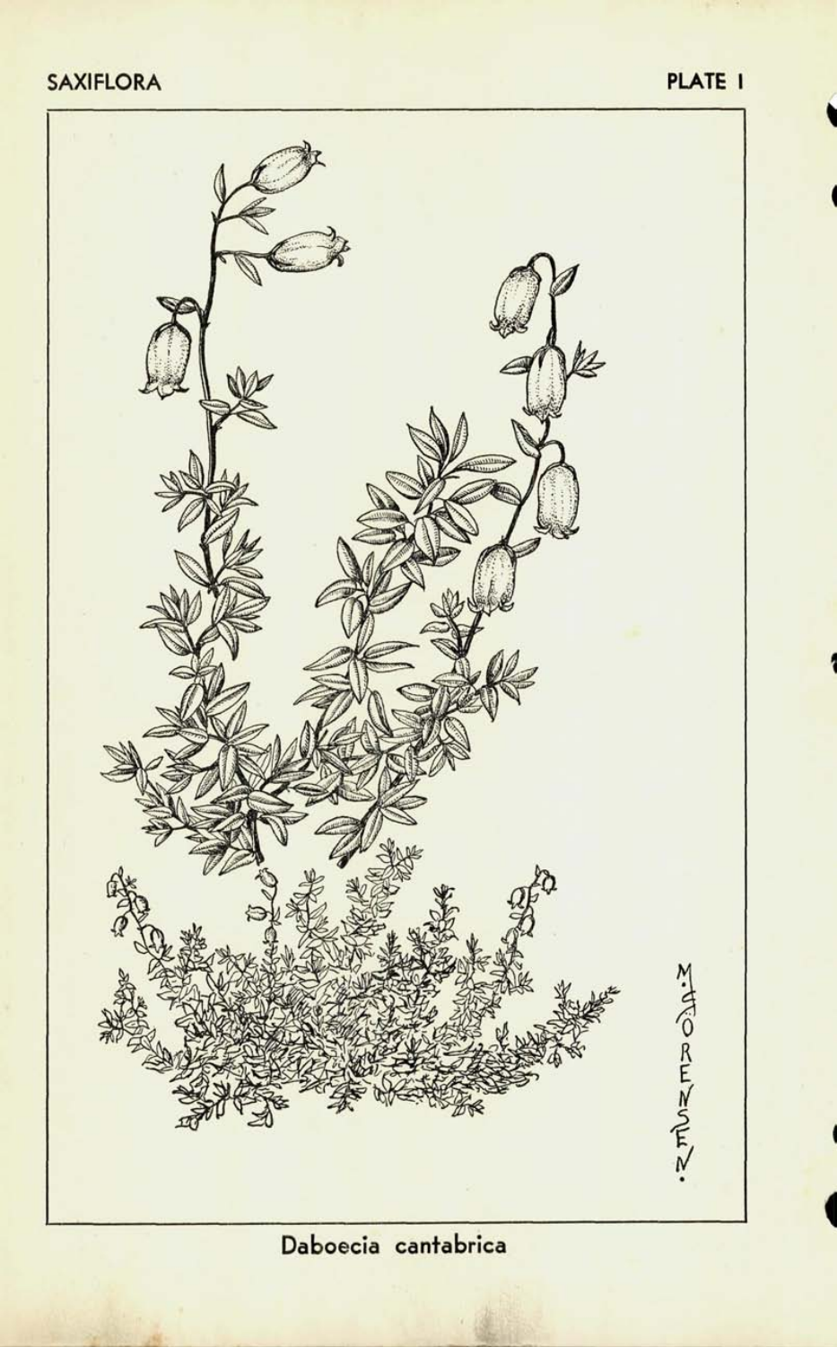Daboecia cantabrica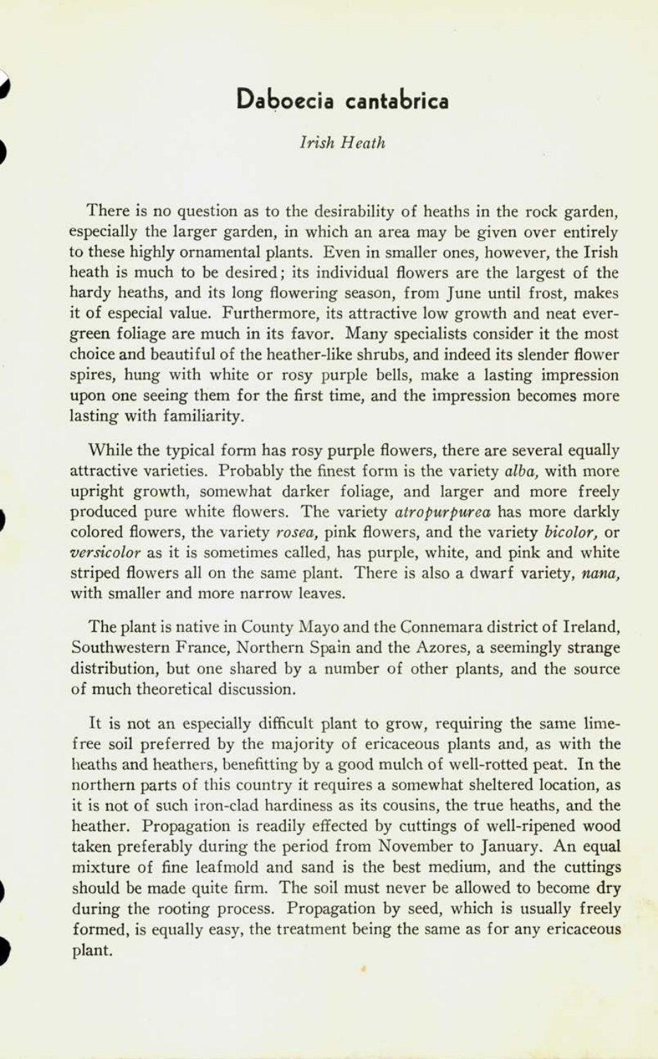# Daboecia cantabrica

*Irish Heath*

There is no question as to the desirability of heaths in the rock garden, especially the larger garden, in which an area may be given over entirely to these highly ornamental plants. Even in smaller ones, however, the Irish heath is much to be desired; its individual flowers are the largest of the hardy heaths, and its long flowering season, from June until frost, makes it of especial value. Furthermore, its attractive low growth and neat evergreen foliage are much in its favor. Many specialists consider it the most choice and beautiful of the heather-like shrubs, and indeed its slender flower spires, hung with white or rosy purple bells, make a lasting impression upon one seeing them for the first time, and the impression becomes more lasting with familiarity.

While the typical form has rosy purple flowers, there are several equally attractive varieties. Probably the finest form is the variety *alba*, with more upright growth, somewhat darker foliage, and larger and more freely produced pure white flowers. The variety *atropurpurea* has more darkly colored flowers, the variety *rosea*, pink flowers, and the variety *bicolor*, or *versicolor* as it is sometimes called, has purple, white, and pink and white striped flowers all on the same plant. There is also a dwarf variety, *nana*, with smaller and more narrow leaves.

The plant is native in County Mayo and the Connemara district of Ireland, Southwestern France, Northern Spain and the Azores, a seemingly strange distribution, but one shared by a number of other plants, and the source of much theoretical discussion.

It is not an especially difficult plant to grow, requiring the same lime-free soil preferred by the majority of ericaceous plants and, as with the heaths and heathers, benefitting by a good mulch of well-rotted peat. In the northern parts of this country it requires a somewhat sheltered location, as it is not of such iron-clad hardiness as its cousins, the true heaths, and the heather. Propagation is readily effected by cuttings of well-ripened wood taken preferably during the period from November to January. An equal mixture of fine leafmold and sand is the best medium, and the cuttings should be made quite firm. The soil must never be allowed to become dry during the rooting process. Propagation by seed, which is usually freely formed, is equally easy, the treatment being the same as for any ericaceous plant.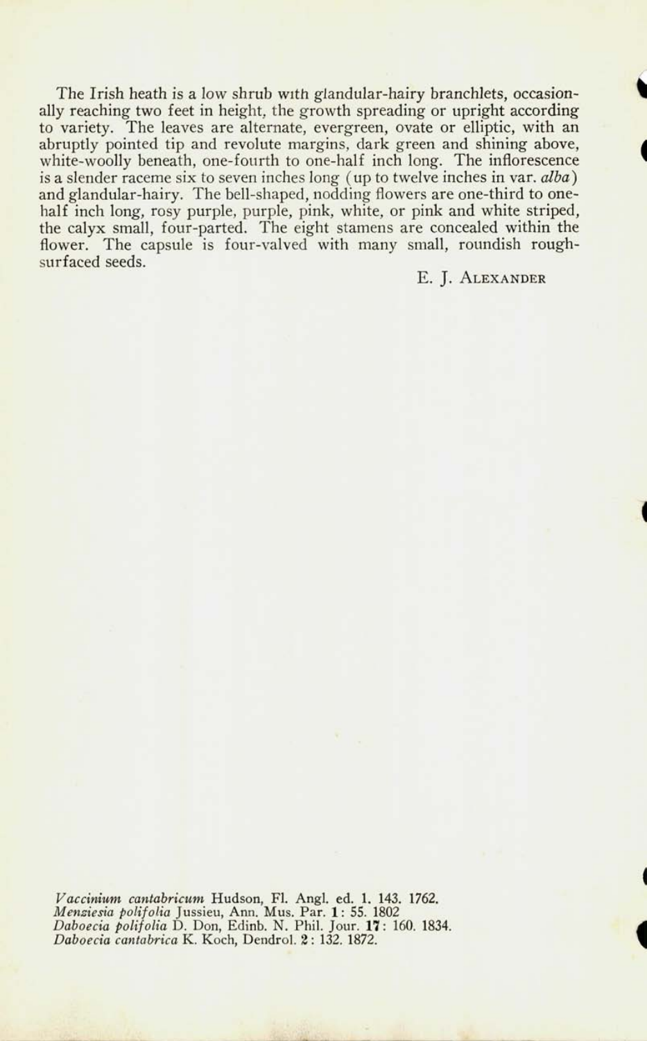The Irish heath is a low shrub with glandular-hairy branchlets, occasionally reaching two feet in height, the growth spreading or upright according to variety. The leaves are alternate, evergreen, ovate or elliptic, with an abruptly pointed tip and revolute margins, dark green and shining above, white-woolly beneath, one-fourth to one-half inch long. The inflorescence is a slender raceme six to seven inches long (up to twelve inches in var. *alba*) and glandular-hairy. The bell-shaped, nodding flowers are one-third to one-half inch long, rosy purple, purple, pink, white, or pink and white striped, the calyx small, four-parted. The eight stamens are concealed within the flower. The capsule is four-valved with many small, roundish rough-surfaced seeds.

E. J. Alexander

*Vaccinium cantabricum* Hudson, Fl. Angl. ed. 1. 143. 1762.
*Menziesia polifolia* Jussieu, Ann. Mus. Par. **1**: 55. 1802
*Daboecia polifolia* D. Don, Edinb. N. Phil. Jour. **17**: 160. 1834.
*Daboecia cantabrica* K. Koch, Dendrol. **2**: 132. 1872.